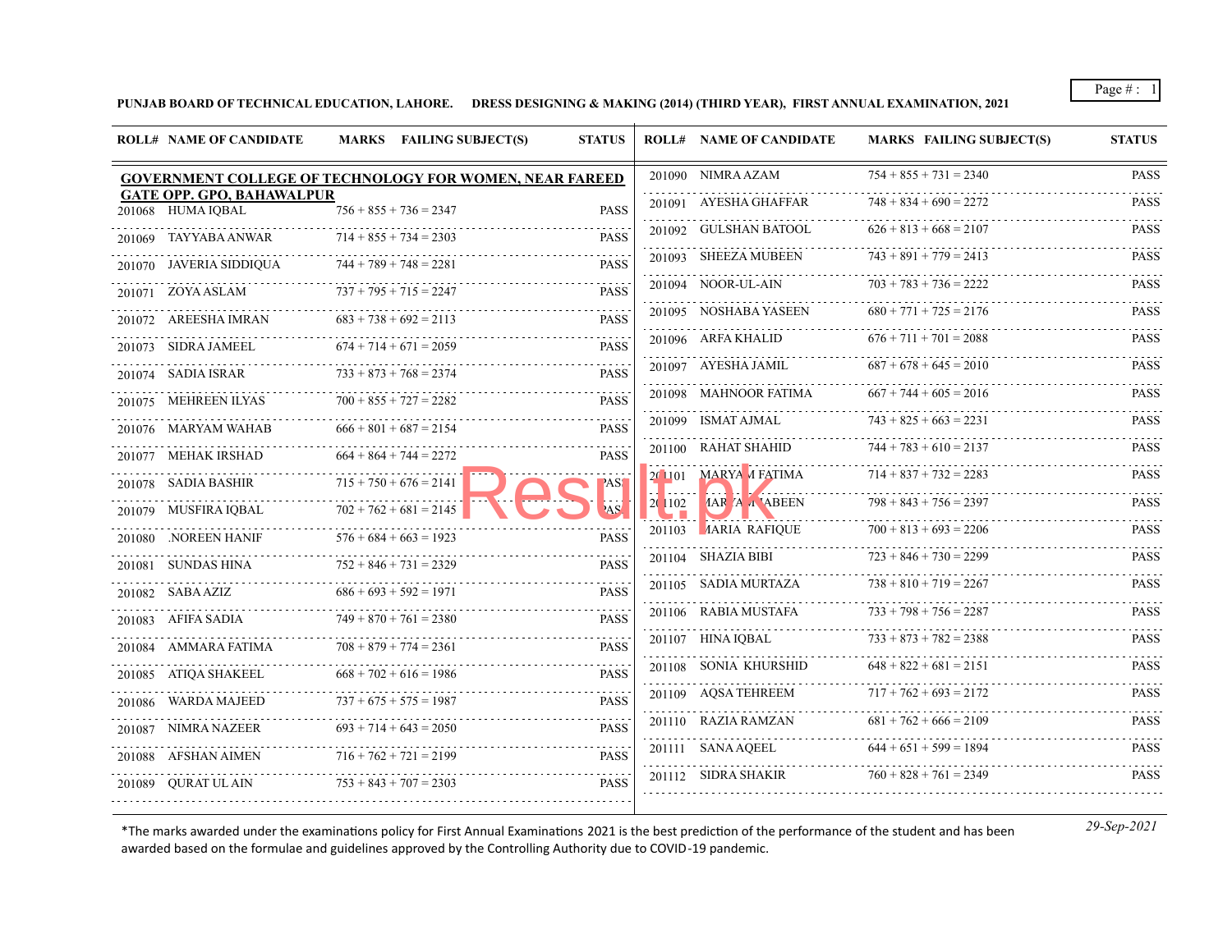**PUNJAB BOARD OF TECHNICAL EDUCATION, LAHORE. DRESS DESIGNING & MAKING (2014) (THIRD YEAR), FIRST ANNUAL EXAMINATION, 2021**

**GOVERNMENT COLLEGE OF TECHNOLOGY FOR WOMEN, NEAR FAREED GATE OPP. GPO, BAHAWALPUR**

| ROLL# | NAME OF CANDIDATE | MARKS | FAILING SUBJECT(S) | STATUS |
|---|---|---|---|---|
| 201068 | HUMA IQBAL | 756 + 855 + 736 = 2347 | | PASS |
| 201069 | TAYYABA ANWAR | 714 + 855 + 734 = 2303 | | PASS |
| 201070 | JAVERIA SIDDIQUA | 744 + 789 + 748 = 2281 | | PASS |
| 201071 | ZOYA ASLAM | 737 + 795 + 715 = 2247 | | PASS |
| 201072 | AREESHA IMRAN | 683 + 738 + 692 = 2113 | | PASS |
| 201073 | SIDRA JAMEEL | 674 + 714 + 671 = 2059 | | PASS |
| 201074 | SADIA ISRAR | 733 + 873 + 768 = 2374 | | PASS |
| 201075 | MEHREEN ILYAS | 700 + 855 + 727 = 2282 | | PASS |
| 201076 | MARYAM WAHAB | 666 + 801 + 687 = 2154 | | PASS |
| 201077 | MEHAK IRSHAD | 664 + 864 + 744 = 2272 | | PASS |
| 201078 | SADIA BASHIR | 715 + 750 + 676 = 2141 | | PASS |
| 201079 | MUSFIRA IQBAL | 702 + 762 + 681 = 2145 | | PASS |
| 201080 | .NOREEN HANIF | 576 + 684 + 663 = 1923 | | PASS |
| 201081 | SUNDAS HINA | 752 + 846 + 731 = 2329 | | PASS |
| 201082 | SABA AZIZ | 686 + 693 + 592 = 1971 | | PASS |
| 201083 | AFIFA SADIA | 749 + 870 + 761 = 2380 | | PASS |
| 201084 | AMMARA FATIMA | 708 + 879 + 774 = 2361 | | PASS |
| 201085 | ATIQA SHAKEEL | 668 + 702 + 616 = 1986 | | PASS |
| 201086 | WARDA MAJEED | 737 + 675 + 575 = 1987 | | PASS |
| 201087 | NIMRA NAZEER | 693 + 714 + 643 = 2050 | | PASS |
| 201088 | AFSHAN AIMEN | 716 + 762 + 721 = 2199 | | PASS |
| 201089 | QURAT UL AIN | 753 + 843 + 707 = 2303 | | PASS |
| 201090 | NIMRA AZAM | 754 + 855 + 731 = 2340 | | PASS |
| 201091 | AYESHA GHAFFAR | 748 + 834 + 690 = 2272 | | PASS |
| 201092 | GULSHAN BATOOL | 626 + 813 + 668 = 2107 | | PASS |
| 201093 | SHEEZA MUBEEN | 743 + 891 + 779 = 2413 | | PASS |
| 201094 | NOOR-UL-AIN | 703 + 783 + 736 = 2222 | | PASS |
| 201095 | NOSHABA YASEEN | 680 + 771 + 725 = 2176 | | PASS |
| 201096 | ARFA KHALID | 676 + 711 + 701 = 2088 | | PASS |
| 201097 | AYESHA JAMIL | 687 + 678 + 645 = 2010 | | PASS |
| 201098 | MAHNOOR FATIMA | 667 + 744 + 605 = 2016 | | PASS |
| 201099 | ISMAT AJMAL | 743 + 825 + 663 = 2231 | | PASS |
| 201100 | RAHAT SHAHID | 744 + 783 + 610 = 2137 | | PASS |
| 201101 | MARYAM FATIMA | 714 + 837 + 732 = 2283 | | PASS |
| 201102 | MARYAM ABEEN | 798 + 843 + 756 = 2397 | | PASS |
| 201103 | MARIA RAFIQUE | 700 + 813 + 693 = 2206 | | PASS |
| 201104 | SHAZIA BIBI | 723 + 846 + 730 = 2299 | | PASS |
| 201105 | SADIA MURTAZA | 738 + 810 + 719 = 2267 | | PASS |
| 201106 | RABIA MUSTAFA | 733 + 798 + 756 = 2287 | | PASS |
| 201107 | HINA IQBAL | 733 + 873 + 782 = 2388 | | PASS |
| 201108 | SONIA KHURSHID | 648 + 822 + 681 = 2151 | | PASS |
| 201109 | AQSA TEHREEM | 717 + 762 + 693 = 2172 | | PASS |
| 201110 | RAZIA RAMZAN | 681 + 762 + 666 = 2109 | | PASS |
| 201111 | SANA AQEEL | 644 + 651 + 599 = 1894 | | PASS |
| 201112 | SIDRA SHAKIR | 760 + 828 + 761 = 2349 | | PASS |

*The marks awarded under the examinations policy for First Annual Examinations 2021 is the best prediction of the performance of the student and has been awarded based on the formulae and guidelines approved by the Controlling Authority due to COVID-19 pandemic.

*29-Sep-2021*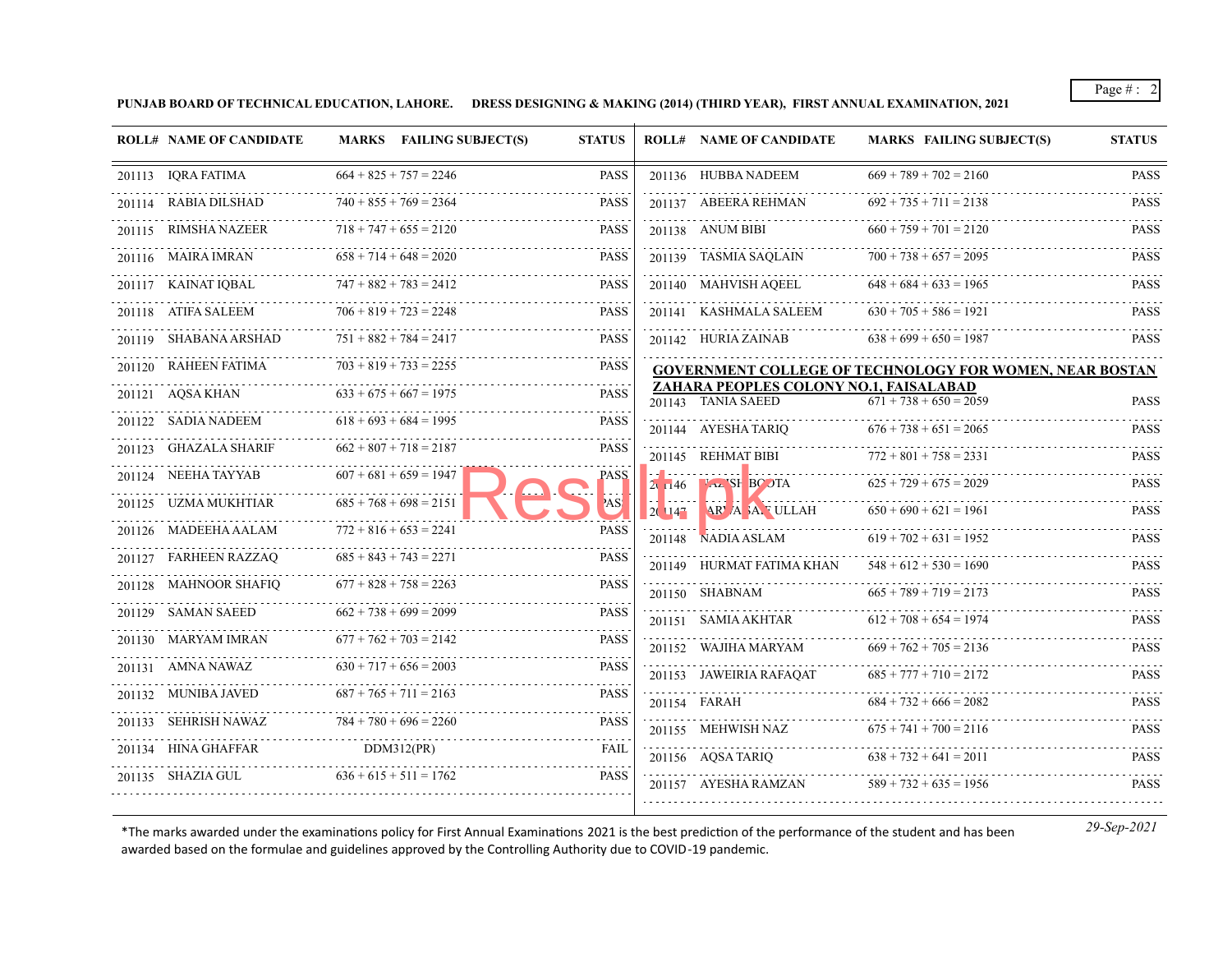**PUNJAB BOARD OF TECHNICAL EDUCATION, LAHORE. DRESS DESIGNING & MAKING (2014) (THIRD YEAR), FIRST ANNUAL EXAMINATION, 2021**

| ROLL# | NAME OF CANDIDATE | MARKS | FAILING SUBJECT(S) | STATUS |
|---|---|---|---|---|
| 201113 | IQRA FATIMA | 664 + 825 + 757 = 2246 | | PASS |
| 201114 | RABIA DILSHAD | 740 + 855 + 769 = 2364 | | PASS |
| 201115 | RIMSHA NAZEER | 718 + 747 + 655 = 2120 | | PASS |
| 201116 | MAIRA IMRAN | 658 + 714 + 648 = 2020 | | PASS |
| 201117 | KAINAT IQBAL | 747 + 882 + 783 = 2412 | | PASS |
| 201118 | ATIFA SALEEM | 706 + 819 + 723 = 2248 | | PASS |
| 201119 | SHABANA ARSHAD | 751 + 882 + 784 = 2417 | | PASS |
| 201120 | RAHEEN FATIMA | 703 + 819 + 733 = 2255 | | PASS |
| 201121 | AQSA KHAN | 633 + 675 + 667 = 1975 | | PASS |
| 201122 | SADIA NADEEM | 618 + 693 + 684 = 1995 | | PASS |
| 201123 | GHAZALA SHARIF | 662 + 807 + 718 = 2187 | | PASS |
| 201124 | NEEHA TAYYAB | 607 + 681 + 659 = 1947 | | PASS |
| 201125 | UZMA MUKHTIAR | 685 + 768 + 698 = 2151 | | PASS |
| 201126 | MADEEHA AALAM | 772 + 816 + 653 = 2241 | | PASS |
| 201127 | FARHEEN RAZZAQ | 685 + 843 + 743 = 2271 | | PASS |
| 201128 | MAHNOOR SHAFIQ | 677 + 828 + 758 = 2263 | | PASS |
| 201129 | SAMAN SAEED | 662 + 738 + 699 = 2099 | | PASS |
| 201130 | MARYAM IMRAN | 677 + 762 + 703 = 2142 | | PASS |
| 201131 | AMNA NAWAZ | 630 + 717 + 656 = 2003 | | PASS |
| 201132 | MUNIBA JAVED | 687 + 765 + 711 = 2163 | | PASS |
| 201133 | SEHRISH NAWAZ | 784 + 780 + 696 = 2260 | | PASS |
| 201134 | HINA GHAFFAR | | DDM312(PR) | FAIL |
| 201135 | SHAZIA GUL | 636 + 615 + 511 = 1762 | | PASS |
| 201136 | HUBBA NADEEM | 669 + 789 + 702 = 2160 | | PASS |
| 201137 | ABEERA REHMAN | 692 + 735 + 711 = 2138 | | PASS |
| 201138 | ANUM BIBI | 660 + 759 + 701 = 2120 | | PASS |
| 201139 | TASMIA SAQLAIN | 700 + 738 + 657 = 2095 | | PASS |
| 201140 | MAHVISH AQEEL | 648 + 684 + 633 = 1965 | | PASS |
| 201141 | KASHMALA SALEEM | 630 + 705 + 586 = 1921 | | PASS |
| 201142 | HURIA ZAINAB | 638 + 699 + 650 = 1987 | | PASS |

**GOVERNMENT COLLEGE OF TECHNOLOGY FOR WOMEN, NEAR BOSTAN ZAHARA PEOPLES COLONY NO.1, FAISALABAD**

| ROLL# | NAME OF CANDIDATE | MARKS | FAILING SUBJECT(S) | STATUS |
|---|---|---|---|---|
| 201143 | TANIA SAEED | 671 + 738 + 650 = 2059 | | PASS |
| 201144 | AYESHA TARIQ | 676 + 738 + 651 = 2065 | | PASS |
| 201145 | REHMAT BIBI | 772 + 801 + 758 = 2331 | | PASS |
| 201146 | NAZISH BOOTA | 625 + 729 + 675 = 2029 | | PASS |
| 201147 | ARWA SAIF ULLAH | 650 + 690 + 621 = 1961 | | PASS |
| 201148 | NADIA ASLAM | 619 + 702 + 631 = 1952 | | PASS |
| 201149 | HURMAT FATIMA KHAN | 548 + 612 + 530 = 1690 | | PASS |
| 201150 | SHABNAM | 665 + 789 + 719 = 2173 | | PASS |
| 201151 | SAMIA AKHTAR | 612 + 708 + 654 = 1974 | | PASS |
| 201152 | WAJIHA MARYAM | 669 + 762 + 705 = 2136 | | PASS |
| 201153 | JAWEIRIA RAFAQAT | 685 + 777 + 710 = 2172 | | PASS |
| 201154 | FARAH | 684 + 732 + 666 = 2082 | | PASS |
| 201155 | MEHWISH NAZ | 675 + 741 + 700 = 2116 | | PASS |
| 201156 | AQSA TARIQ | 638 + 732 + 641 = 2011 | | PASS |
| 201157 | AYESHA RAMZAN | 589 + 732 + 635 = 1956 | | PASS |

*The marks awarded under the examinations policy for First Annual Examinations 2021 is the best prediction of the performance of the student and has been awarded based on the formulae and guidelines approved by the Controlling Authority due to COVID-19 pandemic.

*29-Sep-2021*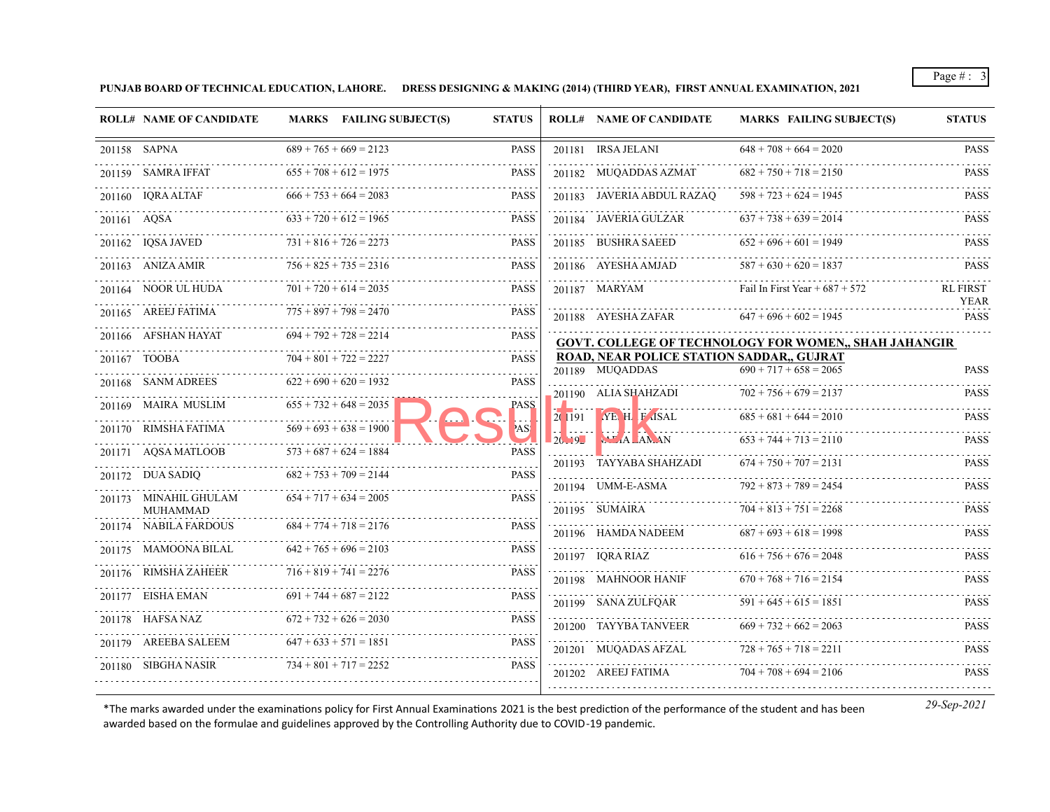**PUNJAB BOARD OF TECHNICAL EDUCATION, LAHORE. DRESS DESIGNING & MAKING (2014) (THIRD YEAR), FIRST ANNUAL EXAMINATION, 2021**

| ROLL# | NAME OF CANDIDATE | MARKS FAILING SUBJECT(S) | STATUS |
|---|---|---|---|
| 201158 | SAPNA | 689 + 765 + 669 = 2123 | PASS |
| 201159 | SAMRA IFFAT | 655 + 708 + 612 = 1975 | PASS |
| 201160 | IQRA ALTAF | 666 + 753 + 664 = 2083 | PASS |
| 201161 | AQSA | 633 + 720 + 612 = 1965 | PASS |
| 201162 | IQSA JAVED | 731 + 816 + 726 = 2273 | PASS |
| 201163 | ANIZA AMIR | 756 + 825 + 735 = 2316 | PASS |
| 201164 | NOOR UL HUDA | 701 + 720 + 614 = 2035 | PASS |
| 201165 | AREEJ FATIMA | 775 + 897 + 798 = 2470 | PASS |
| 201166 | AFSHAN HAYAT | 694 + 792 + 728 = 2214 | PASS |
| 201167 | TOOBA | 704 + 801 + 722 = 2227 | PASS |
| 201168 | SANM ADREES | 622 + 690 + 620 = 1932 | PASS |
| 201169 | MAIRA MUSLIM | 655 + 732 + 648 = 2035 | PASS |
| 201170 | RIMSHA FATIMA | 569 + 693 + 638 = 1900 | PASS |
| 201171 | AQSA MATLOOB | 573 + 687 + 624 = 1884 | PASS |
| 201172 | DUA SADIQ | 682 + 753 + 709 = 2144 | PASS |
| 201173 | MINAHIL GHULAM MUHAMMAD | 654 + 717 + 634 = 2005 | PASS |
| 201174 | NABILA FARDOUS | 684 + 774 + 718 = 2176 | PASS |
| 201175 | MAMOONA BILAL | 642 + 765 + 696 = 2103 | PASS |
| 201176 | RIMSHA ZAHEER | 716 + 819 + 741 = 2276 | PASS |
| 201177 | EISHA EMAN | 691 + 744 + 687 = 2122 | PASS |
| 201178 | HAFSA NAZ | 672 + 732 + 626 = 2030 | PASS |
| 201179 | AREEBA SALEEM | 647 + 633 + 571 = 1851 | PASS |
| 201180 | SIBGHA NASIR | 734 + 801 + 717 = 2252 | PASS |
| 201181 | IRSA JELANI | 648 + 708 + 664 = 2020 | PASS |
| 201182 | MUQADDAS AZMAT | 682 + 750 + 718 = 2150 | PASS |
| 201183 | JAVERIA ABDUL RAZAQ | 598 + 723 + 624 = 1945 | PASS |
| 201184 | JAVERIA GULZAR | 637 + 738 + 639 = 2014 | PASS |
| 201185 | BUSHRA SAEED | 652 + 696 + 601 = 1949 | PASS |
| 201186 | AYESHA AMJAD | 587 + 630 + 620 = 1837 | PASS |
| 201187 | MARYAM | Fail In First Year + 687 + 572 | RL FIRST YEAR |
| 201188 | AYESHA ZAFAR | 647 + 696 + 602 = 1945 | PASS |

**GOVT. COLLEGE OF TECHNOLOGY FOR WOMEN,, SHAH JAHANGIR ROAD, NEAR POLICE STATION SADDAR,, GUJRAT**

| ROLL# | NAME OF CANDIDATE | MARKS FAILING SUBJECT(S) | STATUS |
|---|---|---|---|
| 201189 | MUQADDAS | 690 + 717 + 658 = 2065 | PASS |
| 201190 | ALIA SHAHZADI | 702 + 756 + 679 = 2137 | PASS |
| 201191 | AYESHA FAISAL | 685 + 681 + 644 = 2010 | PASS |
| 201192 | ALIA AMAN | 653 + 744 + 713 = 2110 | PASS |
| 201193 | TAYYABA SHAHZADI | 674 + 750 + 707 = 2131 | PASS |
| 201194 | UMM-E-ASMA | 792 + 873 + 789 = 2454 | PASS |
| 201195 | SUMAIRA | 704 + 813 + 751 = 2268 | PASS |
| 201196 | HAMDA NADEEM | 687 + 693 + 618 = 1998 | PASS |
| 201197 | IQRA RIAZ | 616 + 756 + 676 = 2048 | PASS |
| 201198 | MAHNOOR HANIF | 670 + 768 + 716 = 2154 | PASS |
| 201199 | SANA ZULFQAR | 591 + 645 + 615 = 1851 | PASS |
| 201200 | TAYYBA TANVEER | 669 + 732 + 662 = 2063 | PASS |
| 201201 | MUQADAS AFZAL | 728 + 765 + 718 = 2211 | PASS |
| 201202 | AREEF FATIMA | 704 + 708 + 694 = 2106 | PASS |

*The marks awarded under the examinations policy for First Annual Examinations 2021 is the best prediction of the performance of the student and has been awarded based on the formulae and guidelines approved by the Controlling Authority due to COVID-19 pandemic.

*29-Sep-2021*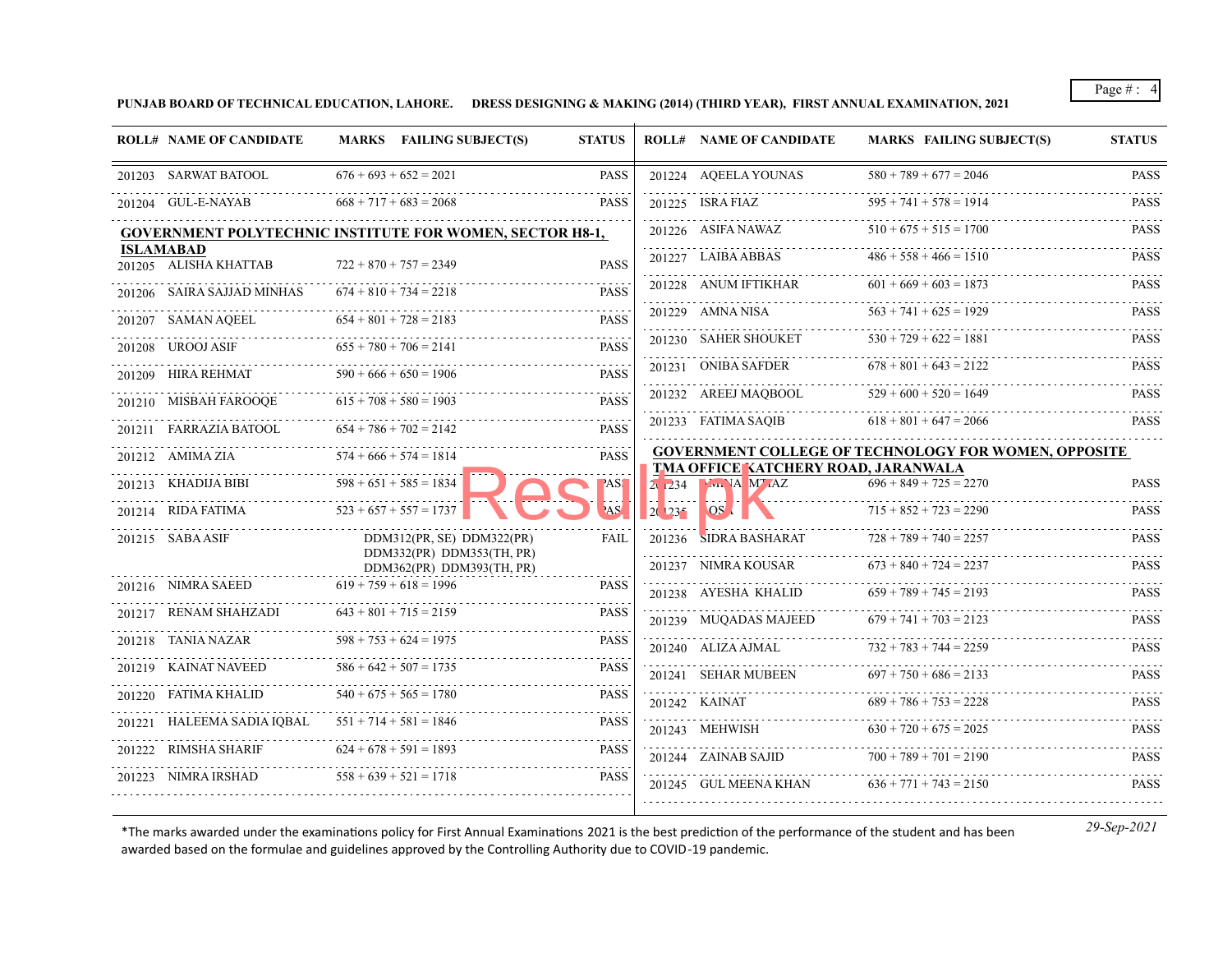**PUNJAB BOARD OF TECHNICAL EDUCATION, LAHORE. DRESS DESIGNING & MAKING (2014) (THIRD YEAR), FIRST ANNUAL EXAMINATION, 2021**

| ROLL# | NAME OF CANDIDATE | MARKS | FAILING SUBJECT(S) | STATUS |
|---|---|---|---|---|
| 201203 | SARWAT BATOOL | 676 + 693 + 652 = 2021 | | PASS |
| 201204 | GUL-E-NAYAB | 668 + 717 + 683 = 2068 | | PASS |

**GOVERNMENT POLYTECHNIC INSTITUTE FOR WOMEN, SECTOR H8-1, ISLAMABAD**

| ROLL# | NAME OF CANDIDATE | MARKS | FAILING SUBJECT(S) | STATUS |
|---|---|---|---|---|
| 201205 | ALISHA KHATTAB | 722 + 870 + 757 = 2349 | | PASS |
| 201206 | SAIRA SAJJAD MINHAS | 674 + 810 + 734 = 2218 | | PASS |
| 201207 | SAMAN AQEEL | 654 + 801 + 728 = 2183 | | PASS |
| 201208 | UROOJ ASIF | 655 + 780 + 706 = 2141 | | PASS |
| 201209 | HIRA REHMAT | 590 + 666 + 650 = 1906 | | PASS |
| 201210 | MISBAH FAROOQE | 615 + 708 + 580 = 1903 | | PASS |
| 201211 | FARRAZIA BATOOL | 654 + 786 + 702 = 2142 | | PASS |
| 201212 | AMIMA ZIA | 574 + 666 + 574 = 1814 | | PASS |
| 201213 | KHADIJA BIBI | 598 + 651 + 585 = 1834 | | PASS |
| 201214 | RIDA FATIMA | 523 + 657 + 557 = 1737 | | PASS |
| 201215 | SABA ASIF | | DDM312(PR, SE) DDM322(PR) DDM332(PR) DDM353(TH, PR) DDM362(PR) DDM393(TH, PR) | FAIL |
| 201216 | NIMRA SAEED | 619 + 759 + 618 = 1996 | | PASS |
| 201217 | RENAM SHAHZADI | 643 + 801 + 715 = 2159 | | PASS |
| 201218 | TANIA NAZAR | 598 + 753 + 624 = 1975 | | PASS |
| 201219 | KAINAT NAVEED | 586 + 642 + 507 = 1735 | | PASS |
| 201220 | FATIMA KHALID | 540 + 675 + 565 = 1780 | | PASS |
| 201221 | HALEEMA SADIA IQBAL | 551 + 714 + 581 = 1846 | | PASS |
| 201222 | RIMSHA SHARIF | 624 + 678 + 591 = 1893 | | PASS |
| 201223 | NIMRA IRSHAD | 558 + 639 + 521 = 1718 | | PASS |
| 201224 | AQEELA YOUNAS | 580 + 789 + 677 = 2046 | | PASS |
| 201225 | ISRA FIAZ | 595 + 741 + 578 = 1914 | | PASS |
| 201226 | ASIFA NAWAZ | 510 + 675 + 515 = 1700 | | PASS |
| 201227 | LAIBA ABBAS | 486 + 558 + 466 = 1510 | | PASS |
| 201228 | ANUM IFTIKHAR | 601 + 669 + 603 = 1873 | | PASS |
| 201229 | AMNA NISA | 563 + 741 + 625 = 1929 | | PASS |
| 201230 | SAHER SHOUKET | 530 + 729 + 622 = 1881 | | PASS |
| 201231 | ONIBA SAFDER | 678 + 801 + 643 = 2122 | | PASS |
| 201232 | AREEJ MAQBOOL | 529 + 600 + 520 = 1649 | | PASS |
| 201233 | FATIMA SAQIB | 618 + 801 + 647 = 2066 | | PASS |

**GOVERNMENT COLLEGE OF TECHNOLOGY FOR WOMEN, OPPOSITE TMA OFFICE KATCHERY ROAD, JARANWALA**

| ROLL# | NAME OF CANDIDATE | MARKS | FAILING SUBJECT(S) | STATUS |
|---|---|---|---|---|
| 201234 | A MTIAZ | 696 + 849 + 725 = 2270 | | PASS |
| 201235 | OS | 715 + 852 + 723 = 2290 | | PASS |
| 201236 | SIDRA BASHARAT | 728 + 789 + 740 = 2257 | | PASS |
| 201237 | NIMRA KOUSAR | 673 + 840 + 724 = 2237 | | PASS |
| 201238 | AYESHA KHALID | 659 + 789 + 745 = 2193 | | PASS |
| 201239 | MUQADAS MAJEED | 679 + 741 + 703 = 2123 | | PASS |
| 201240 | ALIZA AJMAL | 732 + 783 + 744 = 2259 | | PASS |
| 201241 | SEHAR MUBEEN | 697 + 750 + 686 = 2133 | | PASS |
| 201242 | KAINAT | 689 + 786 + 753 = 2228 | | PASS |
| 201243 | MEHWISH | 630 + 720 + 675 = 2025 | | PASS |
| 201244 | ZAINAB SAJID | 700 + 789 + 701 = 2190 | | PASS |
| 201245 | GUL MEENA KHAN | 636 + 771 + 743 = 2150 | | PASS |

*The marks awarded under the examinations policy for First Annual Examinations 2021 is the best prediction of the performance of the student and has been awarded based on the formulae and guidelines approved by the Controlling Authority due to COVID-19 pandemic.

*29-Sep-2021*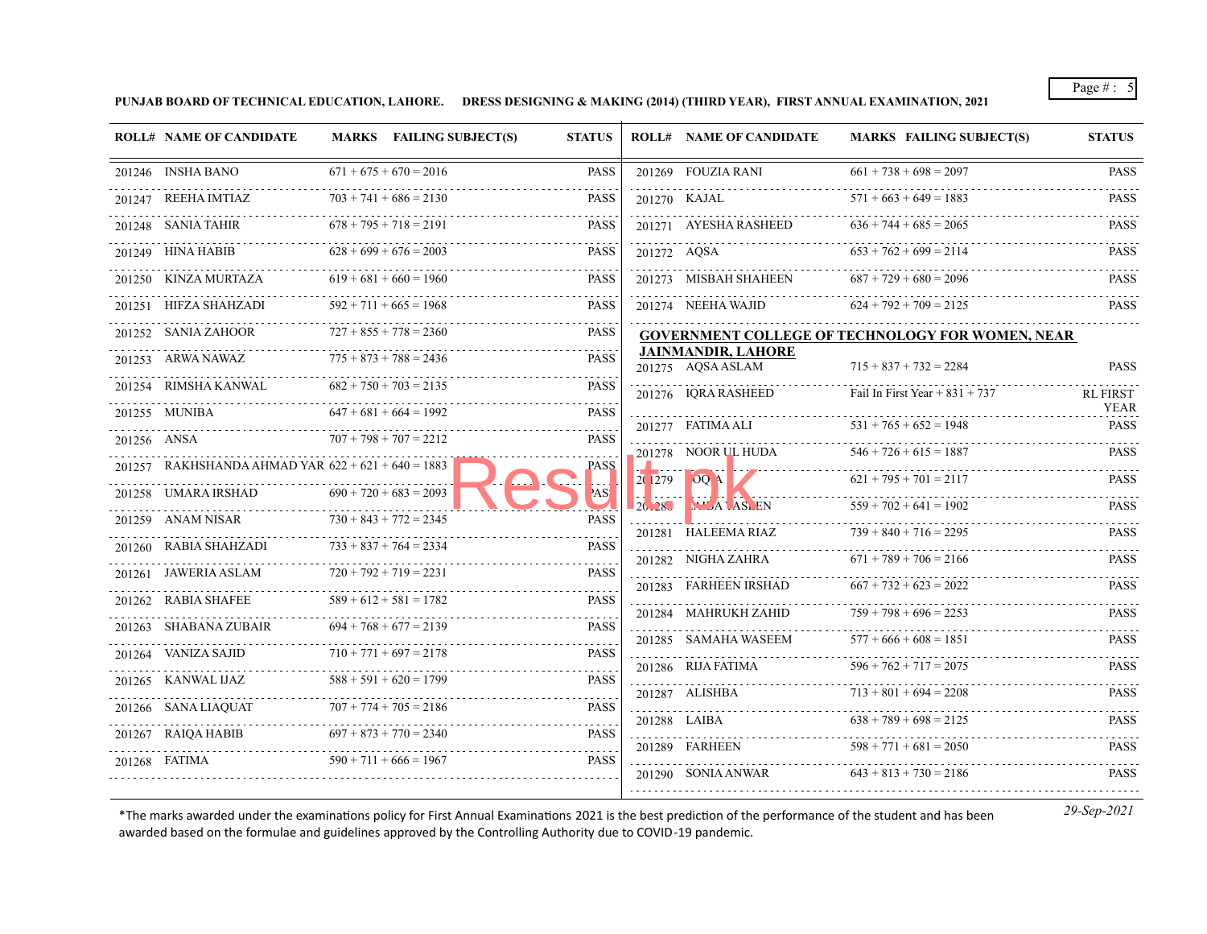**PUNJAB BOARD OF TECHNICAL EDUCATION, LAHORE. DRESS DESIGNING & MAKING (2014) (THIRD YEAR), FIRST ANNUAL EXAMINATION, 2021**

| ROLL# | NAME OF CANDIDATE | MARKS | FAILING SUBJECT(S) | STATUS |
|---|---|---|---|---|
| 201246 | INSHA BANO | 671 + 675 + 670 = 2016 | | PASS |
| 201247 | REEHA IMTIAZ | 703 + 741 + 686 = 2130 | | PASS |
| 201248 | SANIA TAHIR | 678 + 795 + 718 = 2191 | | PASS |
| 201249 | HINA HABIB | 628 + 699 + 676 = 2003 | | PASS |
| 201250 | KINZA MURTAZA | 619 + 681 + 660 = 1960 | | PASS |
| 201251 | HIFZA SHAHZADI | 592 + 711 + 665 = 1968 | | PASS |
| 201252 | SANIA ZAHOOR | 727 + 855 + 778 = 2360 | | PASS |
| 201253 | ARWA NAWAZ | 775 + 873 + 788 = 2436 | | PASS |
| 201254 | RIMSHA KANWAL | 682 + 750 + 703 = 2135 | | PASS |
| 201255 | MUNIBA | 647 + 681 + 664 = 1992 | | PASS |
| 201256 | ANSA | 707 + 798 + 707 = 2212 | | PASS |
| 201257 | RAKHSHANDA AHMAD YAR | 622 + 621 + 640 = 1883 | | PASS |
| 201258 | UMARA IRSHAD | 690 + 720 + 683 = 2093 | | PASS |
| 201259 | ANAM NISAR | 730 + 843 + 772 = 2345 | | PASS |
| 201260 | RABIA SHAHZADI | 733 + 837 + 764 = 2334 | | PASS |
| 201261 | JAWERIA ASLAM | 720 + 792 + 719 = 2231 | | PASS |
| 201262 | RABIA SHAFEE | 589 + 612 + 581 = 1782 | | PASS |
| 201263 | SHABANA ZUBAIR | 694 + 768 + 677 = 2139 | | PASS |
| 201264 | VANIZA SAJID | 710 + 771 + 697 = 2178 | | PASS |
| 201265 | KANWAL IJAZ | 588 + 591 + 620 = 1799 | | PASS |
| 201266 | SANA LIAQUAT | 707 + 774 + 705 = 2186 | | PASS |
| 201267 | RAIQA HABIB | 697 + 873 + 770 = 2340 | | PASS |
| 201268 | FATIMA | 590 + 711 + 666 = 1967 | | PASS |
| 201269 | FOUZIA RANI | 661 + 738 + 698 = 2097 | | PASS |
| 201270 | KAJAL | 571 + 663 + 649 = 1883 | | PASS |
| 201271 | AYESHA RASHEED | 636 + 744 + 685 = 2065 | | PASS |
| 201272 | AQSA | 653 + 762 + 699 = 2114 | | PASS |
| 201273 | MISBAH SHAHEEN | 687 + 729 + 680 = 2096 | | PASS |
| 201274 | NEEHA WAJID | 624 + 792 + 709 = 2125 | | PASS |

**GOVERNMENT COLLEGE OF TECHNOLOGY FOR WOMEN, NEAR JAINMANDIR, LAHORE**

| ROLL# | NAME OF CANDIDATE | MARKS | FAILING SUBJECT(S) | STATUS |
|---|---|---|---|---|
| 201275 | AQSA ASLAM | 715 + 837 + 732 = 2284 | | PASS |
| 201276 | IQRA RASHEED | Fail In First Year + 831 + 737 | | RL FIRST YEAR |
| 201277 | FATIMA ALI | 531 + 765 + 652 = 1948 | | PASS |
| 201278 | NOOR UL HUDA | 546 + 726 + 615 = 1887 | | PASS |
| 201279 | OQ A | 621 + 795 + 701 = 2117 | | PASS |
| 20128 | A ASEEN | 559 + 702 + 641 = 1902 | | PASS |
| 201281 | HALEEMA RIAZ | 739 + 840 + 716 = 2295 | | PASS |
| 201282 | NIGHA ZAHRA | 671 + 789 + 706 = 2166 | | PASS |
| 201283 | FARHEEN IRSHAD | 667 + 732 + 623 = 2022 | | PASS |
| 201284 | MAHRUKH ZAHID | 759 + 798 + 696 = 2253 | | PASS |
| 201285 | SAMAHA WASEEM | 577 + 666 + 608 = 1851 | | PASS |
| 201286 | RIJA FATIMA | 596 + 762 + 717 = 2075 | | PASS |
| 201287 | ALISHBA | 713 + 801 + 694 = 2208 | | PASS |
| 201288 | LAIBA | 638 + 789 + 698 = 2125 | | PASS |
| 201289 | FARHEEN | 598 + 771 + 681 = 2050 | | PASS |
| 201290 | SONIA ANWAR | 643 + 813 + 730 = 2186 | | PASS |

*The marks awarded under the examinations policy for First Annual Examinations 2021 is the best prediction of the performance of the student and has been awarded based on the formulae and guidelines approved by the Controlling Authority due to COVID-19 pandemic.

*29-Sep-2021*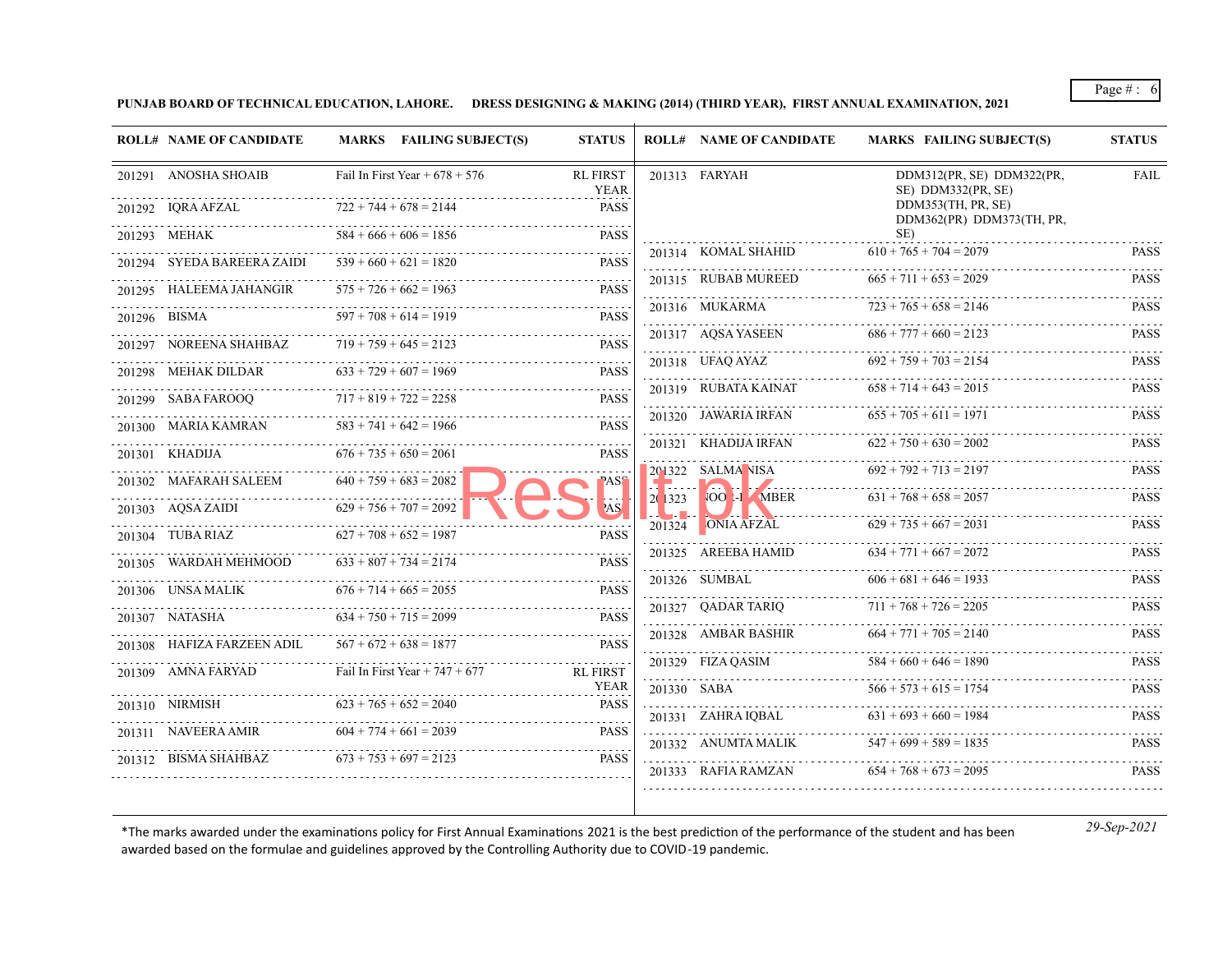**PUNJAB BOARD OF TECHNICAL EDUCATION, LAHORE.   DRESS DESIGNING & MAKING (2014) (THIRD YEAR), FIRST ANNUAL EXAMINATION, 2021**

| ROLL# | NAME OF CANDIDATE | MARKS FAILING SUBJECT(S) | STATUS |
|---|---|---|---|
| 201291 | ANOSHA SHOAIB | Fail In First Year + 678 + 576 | RL FIRST YEAR |
| 201292 | IQRA AFZAL | 722 + 744 + 678 = 2144 | PASS |
| 201293 | MEHAK | 584 + 666 + 606 = 1856 | PASS |
| 201294 | SYEDA BAREERA ZAIDI | 539 + 660 + 621 = 1820 | PASS |
| 201295 | HALEEMA JAHANGIR | 575 + 726 + 662 = 1963 | PASS |
| 201296 | BISMA | 597 + 708 + 614 = 1919 | PASS |
| 201297 | NOREENA SHAHBAZ | 719 + 759 + 645 = 2123 | PASS |
| 201298 | MEHAK DILDAR | 633 + 729 + 607 = 1969 | PASS |
| 201299 | SABA FAROOQ | 717 + 819 + 722 = 2258 | PASS |
| 201300 | MARIA KAMRAN | 583 + 741 + 642 = 1966 | PASS |
| 201301 | KHADIJA | 676 + 735 + 650 = 2061 | PASS |
| 201302 | MAFARAH SALEEM | 640 + 759 + 683 = 2082 | PASS |
| 201303 | AQSA ZAIDI | 629 + 756 + 707 = 2092 | PASS |
| 201304 | TUBA RIAZ | 627 + 708 + 652 = 1987 | PASS |
| 201305 | WARDAH MEHMOOD | 633 + 807 + 734 = 2174 | PASS |
| 201306 | UNSA MALIK | 676 + 714 + 665 = 2055 | PASS |
| 201307 | NATASHA | 634 + 750 + 715 = 2099 | PASS |
| 201308 | HAFIZA FARZEEN ADIL | 567 + 672 + 638 = 1877 | PASS |
| 201309 | AMNA FARYAD | Fail In First Year + 747 + 677 | RL FIRST YEAR |
| 201310 | NIRMISH | 623 + 765 + 652 = 2040 | PASS |
| 201311 | NAVEERA AMIR | 604 + 774 + 661 = 2039 | PASS |
| 201312 | BISMA SHAHBAZ | 673 + 753 + 697 = 2123 | PASS |
| 201313 | FARYAH | DDM312(PR, SE) DDM322(PR, SE) DDM332(PR, SE) DDM353(TH, PR, SE) DDM362(PR) DDM373(TH, PR, SE) | FAIL |
| 201314 | KOMAL SHAHID | 610 + 765 + 704 = 2079 | PASS |
| 201315 | RUBAB MUREED | 665 + 711 + 653 = 2029 | PASS |
| 201316 | MUKARMA | 723 + 765 + 658 = 2146 | PASS |
| 201317 | AQSA YASEEN | 686 + 777 + 660 = 2123 | PASS |
| 201318 | UFAQ AYAZ | 692 + 759 + 703 = 2154 | PASS |
| 201319 | RUBATA KAINAT | 658 + 714 + 643 = 2015 | PASS |
| 201320 | JAWARIA IRFAN | 655 + 705 + 611 = 1971 | PASS |
| 201321 | KHADIJA IRFAN | 622 + 750 + 630 = 2002 | PASS |
| 201322 | SALMA NISA | 692 + 792 + 713 = 2197 | PASS |
| 201323 | NOOR-UL-AMBER | 631 + 768 + 658 = 2057 | PASS |
| 201324 | SONIA AFZAL | 629 + 735 + 667 = 2031 | PASS |
| 201325 | AREEBA HAMID | 634 + 771 + 667 = 2072 | PASS |
| 201326 | SUMBAL | 606 + 681 + 646 = 1933 | PASS |
| 201327 | QADAR TARIQ | 711 + 768 + 726 = 2205 | PASS |
| 201328 | AMBAR BASHIR | 664 + 771 + 705 = 2140 | PASS |
| 201329 | FIZA QASIM | 584 + 660 + 646 = 1890 | PASS |
| 201330 | SABA | 566 + 573 + 615 = 1754 | PASS |
| 201331 | ZAHRA IQBAL | 631 + 693 + 660 = 1984 | PASS |
| 201332 | ANUMTA MALIK | 547 + 699 + 589 = 1835 | PASS |
| 201333 | RAFIA RAMZAN | 654 + 768 + 673 = 2095 | PASS |

*The marks awarded under the examinations policy for First Annual Examinations 2021 is the best prediction of the performance of the student and has been awarded based on the formulae and guidelines approved by the Controlling Authority due to COVID-19 pandemic.

*29-Sep-2021*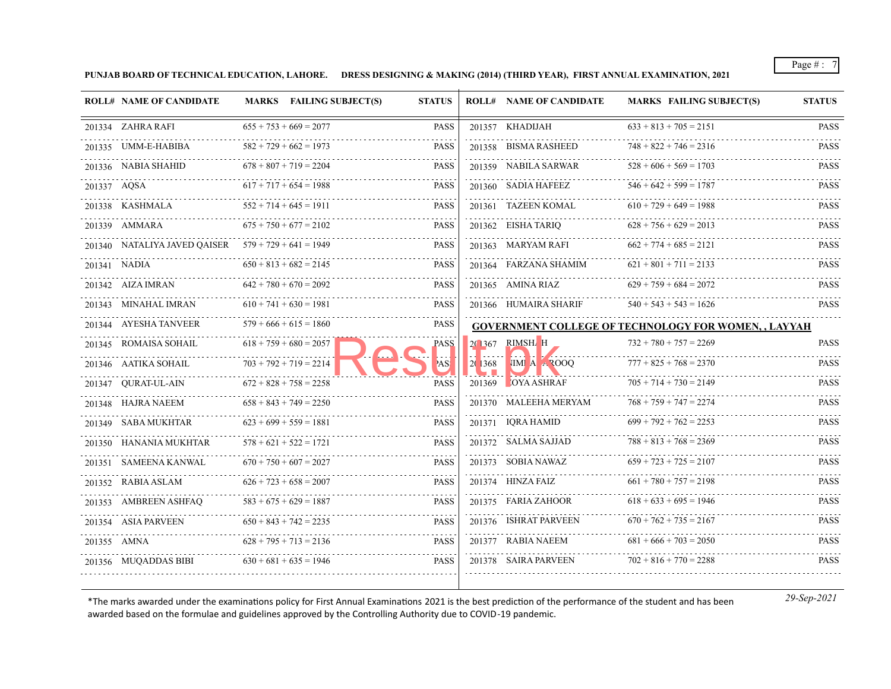**PUNJAB BOARD OF TECHNICAL EDUCATION, LAHORE. DRESS DESIGNING & MAKING (2014) (THIRD YEAR), FIRST ANNUAL EXAMINATION, 2021**

| ROLL# | NAME OF CANDIDATE | MARKS | FAILING SUBJECT(S) | STATUS |
|---|---|---|---|---|
| 201334 | ZAHRA RAFI | 655 + 753 + 669 = 2077 | | PASS |
| 201335 | UMM-E-HABIBA | 582 + 729 + 662 = 1973 | | PASS |
| 201336 | NABIA SHAHID | 678 + 807 + 719 = 2204 | | PASS |
| 201337 | AQSA | 617 + 717 + 654 = 1988 | | PASS |
| 201338 | KASHMALA | 552 + 714 + 645 = 1911 | | PASS |
| 201339 | AMMARA | 675 + 750 + 677 = 2102 | | PASS |
| 201340 | NATALIYA JAVED QAISER | 579 + 729 + 641 = 1949 | | PASS |
| 201341 | NADIA | 650 + 813 + 682 = 2145 | | PASS |
| 201342 | AIZA IMRAN | 642 + 780 + 670 = 2092 | | PASS |
| 201343 | MINAHAL IMRAN | 610 + 741 + 630 = 1981 | | PASS |
| 201344 | AYESHA TANVEER | 579 + 666 + 615 = 1860 | | PASS |
| 201345 | ROMAISA SOHAIL | 618 + 759 + 680 = 2057 | | PASS |
| 201346 | AATIKA SOHAIL | 703 + 792 + 719 = 2214 | | PASS |
| 201347 | QURAT-UL-AIN | 672 + 828 + 758 = 2258 | | PASS |
| 201348 | HAJRA NAEEM | 658 + 843 + 749 = 2250 | | PASS |
| 201349 | SABA MUKHTAR | 623 + 699 + 559 = 1881 | | PASS |
| 201350 | HANANIA MUKHTAR | 578 + 621 + 522 = 1721 | | PASS |
| 201351 | SAMEENA KANWAL | 670 + 750 + 607 = 2027 | | PASS |
| 201352 | RABIA ASLAM | 626 + 723 + 658 = 2007 | | PASS |
| 201353 | AMBREEN ASHFAQ | 583 + 675 + 629 = 1887 | | PASS |
| 201354 | ASIA PARVEEN | 650 + 843 + 742 = 2235 | | PASS |
| 201355 | AMNA | 628 + 795 + 713 = 2136 | | PASS |
| 201356 | MUQADDAS BIBI | 630 + 681 + 635 = 1946 | | PASS |
| 201357 | KHADIJAH | 633 + 813 + 705 = 2151 | | PASS |
| 201358 | BISMA RASHEED | 748 + 822 + 746 = 2316 | | PASS |
| 201359 | NABILA SARWAR | 528 + 606 + 569 = 1703 | | PASS |
| 201360 | SADIA HAFEEZ | 546 + 642 + 599 = 1787 | | PASS |
| 201361 | TAZEEN KOMAL | 610 + 729 + 649 = 1988 | | PASS |
| 201362 | EISHA TARIQ | 628 + 756 + 629 = 2013 | | PASS |
| 201363 | MARYAM RAFI | 662 + 774 + 685 = 2121 | | PASS |
| 201364 | FARZANA SHAMIM | 621 + 801 + 711 = 2133 | | PASS |
| 201365 | AMINA RIAZ | 629 + 759 + 684 = 2072 | | PASS |
| 201366 | HUMAIRA SHARIF | 540 + 543 + 543 = 1626 | | PASS |

**GOVERNMENT COLLEGE OF TECHNOLOGY FOR WOMEN, , LAYYAH**

| ROLL# | NAME OF CANDIDATE | MARKS | FAILING SUBJECT(S) | STATUS |
|---|---|---|---|---|
| 201367 | RIMSHAH | 732 + 780 + 757 = 2269 | | PASS |
| 201368 | NIMRA FAROOQ | 777 + 825 + 768 = 2370 | | PASS |
| 201369 | ZOYA ASHRAF | 705 + 714 + 730 = 2149 | | PASS |
| 201370 | MALEEHA MERYAM | 768 + 759 + 747 = 2274 | | PASS |
| 201371 | IQRA HAMID | 699 + 792 + 762 = 2253 | | PASS |
| 201372 | SALMA SAJJAD | 788 + 813 + 768 = 2369 | | PASS |
| 201373 | SOBIA NAWAZ | 659 + 723 + 725 = 2107 | | PASS |
| 201374 | HINZA FAIZ | 661 + 780 + 757 = 2198 | | PASS |
| 201375 | FARIA ZAHOOR | 618 + 633 + 695 = 1946 | | PASS |
| 201376 | ISHRAT PARVEEN | 670 + 762 + 735 = 2167 | | PASS |
| 201377 | RABIA NAEEM | 681 + 666 + 703 = 2050 | | PASS |
| 201378 | SAIRA PARVEEN | 702 + 816 + 770 = 2288 | | PASS |

*The marks awarded under the examinations policy for First Annual Examinations 2021 is the best prediction of the performance of the student and has been awarded based on the formulae and guidelines approved by the Controlling Authority due to COVID-19 pandemic.

*29-Sep-2021*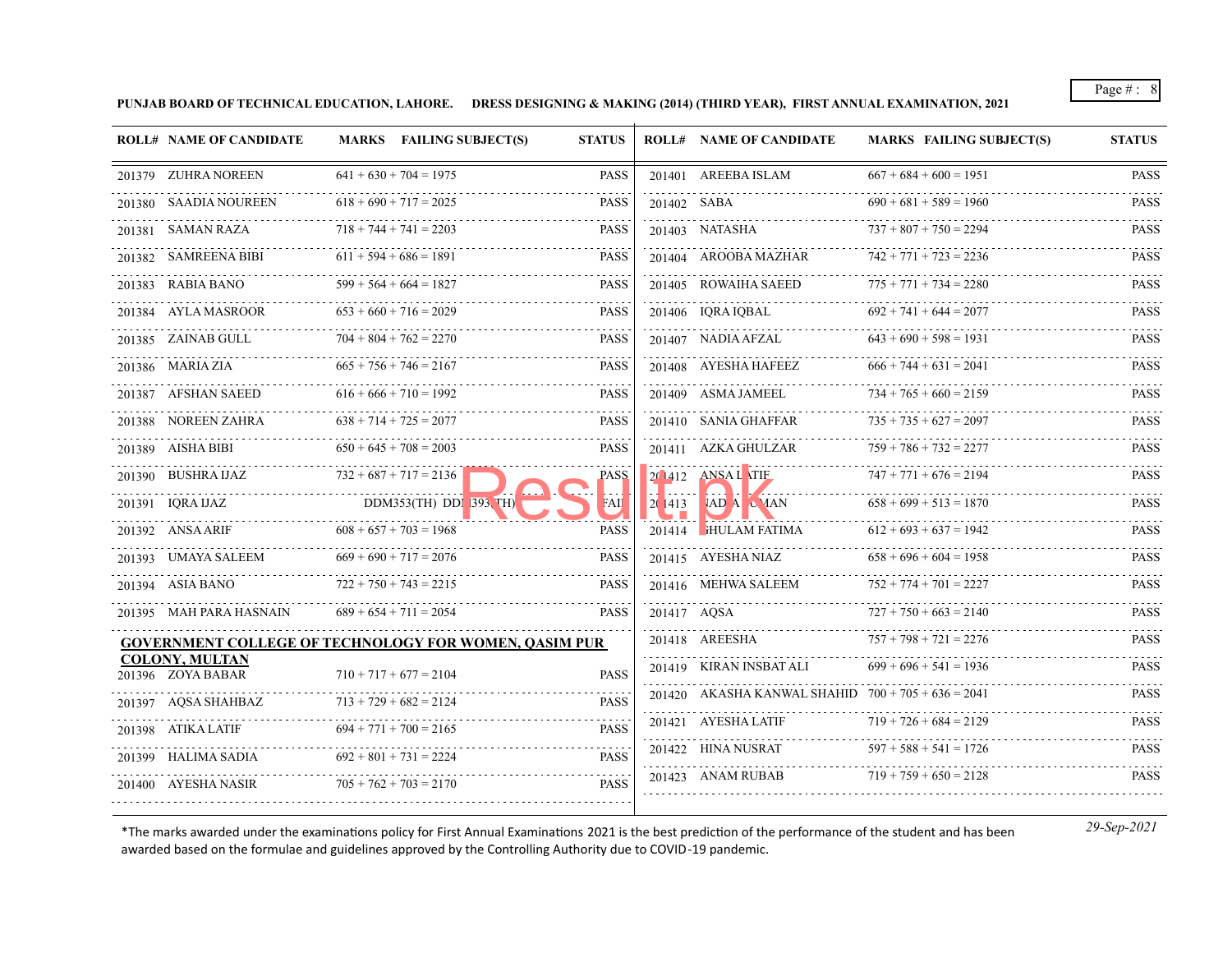**PUNJAB BOARD OF TECHNICAL EDUCATION, LAHORE. DRESS DESIGNING & MAKING (2014) (THIRD YEAR), FIRST ANNUAL EXAMINATION, 2021**

| ROLL# | NAME OF CANDIDATE | MARKS FAILING SUBJECT(S) | STATUS |
|---|---|---|---|
| 201379 | ZUHRA NOREEN | 641 + 630 + 704 = 1975 | PASS |
| 201380 | SAADIA NOUREEN | 618 + 690 + 717 = 2025 | PASS |
| 201381 | SAMAN RAZA | 718 + 744 + 741 = 2203 | PASS |
| 201382 | SAMREENA BIBI | 611 + 594 + 686 = 1891 | PASS |
| 201383 | RABIA BANO | 599 + 564 + 664 = 1827 | PASS |
| 201384 | AYLA MASROOR | 653 + 660 + 716 = 2029 | PASS |
| 201385 | ZAINAB GULL | 704 + 804 + 762 = 2270 | PASS |
| 201386 | MARIA ZIA | 665 + 756 + 746 = 2167 | PASS |
| 201387 | AFSHAN SAEED | 616 + 666 + 710 = 1992 | PASS |
| 201388 | NOREEN ZAHRA | 638 + 714 + 725 = 2077 | PASS |
| 201389 | AISHA BIBI | 650 + 645 + 708 = 2003 | PASS |
| 201390 | BUSHRA IJAZ | 732 + 687 + 717 = 2136 | PASS |
| 201391 | IQRA IJAZ | DDM353(TH) DDM393(TH) | FAIL |
| 201392 | ANSA ARIF | 608 + 657 + 703 = 1968 | PASS |
| 201393 | UMAYA SALEEM | 669 + 690 + 717 = 2076 | PASS |
| 201394 | ASIA BANO | 722 + 750 + 743 = 2215 | PASS |
| 201395 | MAH PARA HASNAIN | 689 + 654 + 711 = 2054 | PASS |

**GOVERNMENT COLLEGE OF TECHNOLOGY FOR WOMEN, QASIM PUR COLONY, MULTAN**

| ROLL# | NAME OF CANDIDATE | MARKS FAILING SUBJECT(S) | STATUS |
|---|---|---|---|
| 201396 | ZOYA BABAR | 710 + 717 + 677 = 2104 | PASS |
| 201397 | AQSA SHAHBAZ | 713 + 729 + 682 = 2124 | PASS |
| 201398 | ATIKA LATIF | 694 + 771 + 700 = 2165 | PASS |
| 201399 | HALIMA SADIA | 692 + 801 + 731 = 2224 | PASS |
| 201400 | AYESHA NASIR | 705 + 762 + 703 = 2170 | PASS |
| 201401 | AREEBA ISLAM | 667 + 684 + 600 = 1951 | PASS |
| 201402 | SABA | 690 + 681 + 589 = 1960 | PASS |
| 201403 | NATASHA | 737 + 807 + 750 = 2294 | PASS |
| 201404 | AROOBA MAZHAR | 742 + 771 + 723 = 2236 | PASS |
| 201405 | ROWAIHA SAEED | 775 + 771 + 734 = 2280 | PASS |
| 201406 | IQRA IQBAL | 692 + 741 + 644 = 2077 | PASS |
| 201407 | NADIA AFZAL | 643 + 690 + 598 = 1931 | PASS |
| 201408 | AYESHA HAFEEZ | 666 + 744 + 631 = 2041 | PASS |
| 201409 | ASMA JAMEEL | 734 + 765 + 660 = 2159 | PASS |
| 201410 | SANIA GHAFFAR | 735 + 735 + 627 = 2097 | PASS |
| 201411 | AZKA GHULZAR | 759 + 786 + 732 = 2277 | PASS |
| 201412 | ANSA LATIF | 747 + 771 + 676 = 2194 | PASS |
| 201413 | NADIA NOMAN | 658 + 699 + 513 = 1870 | PASS |
| 201414 | GHULAM FATIMA | 612 + 693 + 637 = 1942 | PASS |
| 201415 | AYESHA NIAZ | 658 + 696 + 604 = 1958 | PASS |
| 201416 | MEHWA SALEEM | 752 + 774 + 701 = 2227 | PASS |
| 201417 | AQSA | 727 + 750 + 663 = 2140 | PASS |
| 201418 | AREESHA | 757 + 798 + 721 = 2276 | PASS |
| 201419 | KIRAN INSBAT ALI | 699 + 696 + 541 = 1936 | PASS |
| 201420 | AKASHA KANWAL SHAHID | 700 + 705 + 636 = 2041 | PASS |
| 201421 | AYESHA LATIF | 719 + 726 + 684 = 2129 | PASS |
| 201422 | HINA NUSRAT | 597 + 588 + 541 = 1726 | PASS |
| 201423 | ANAM RUBAB | 719 + 759 + 650 = 2128 | PASS |

*The marks awarded under the examinations policy for First Annual Examinations 2021 is the best prediction of the performance of the student and has been awarded based on the formulae and guidelines approved by the Controlling Authority due to COVID-19 pandemic.

*29-Sep-2021*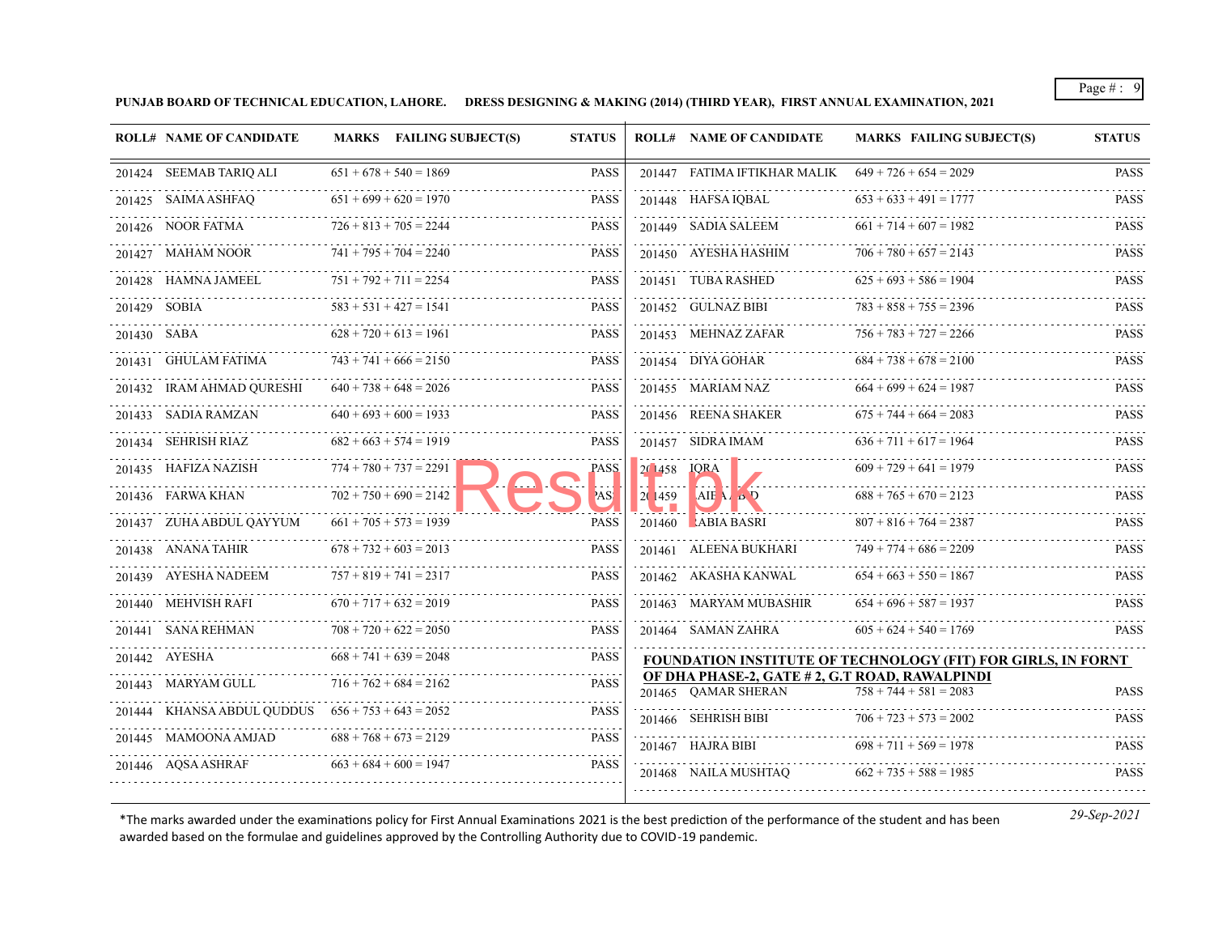**PUNJAB BOARD OF TECHNICAL EDUCATION, LAHORE. DRESS DESIGNING & MAKING (2014) (THIRD YEAR), FIRST ANNUAL EXAMINATION, 2021**

| ROLL# | NAME OF CANDIDATE | MARKS | FAILING SUBJECT(S) | STATUS |
|---|---|---|---|---|
| 201424 | SEEMAB TARIQ ALI | 651 + 678 + 540 = 1869 | | PASS |
| 201425 | SAIMA ASHFAQ | 651 + 699 + 620 = 1970 | | PASS |
| 201426 | NOOR FATMA | 726 + 813 + 705 = 2244 | | PASS |
| 201427 | MAHAM NOOR | 741 + 795 + 704 = 2240 | | PASS |
| 201428 | HAMNA JAMEEL | 751 + 792 + 711 = 2254 | | PASS |
| 201429 | SOBIA | 583 + 531 + 427 = 1541 | | PASS |
| 201430 | SABA | 628 + 720 + 613 = 1961 | | PASS |
| 201431 | GHULAM FATIMA | 743 + 741 + 666 = 2150 | | PASS |
| 201432 | IRAM AHMAD QURESHI | 640 + 738 + 648 = 2026 | | PASS |
| 201433 | SADIA RAMZAN | 640 + 693 + 600 = 1933 | | PASS |
| 201434 | SEHRISH RIAZ | 682 + 663 + 574 = 1919 | | PASS |
| 201435 | HAFIZA NAZISH | 774 + 780 + 737 = 2291 | | PASS |
| 201436 | FARWA KHAN | 702 + 750 + 690 = 2142 | | PASS |
| 201437 | ZUHA ABDUL QAYYUM | 661 + 705 + 573 = 1939 | | PASS |
| 201438 | ANANA TAHIR | 678 + 732 + 603 = 2013 | | PASS |
| 201439 | AYESHA NADEEM | 757 + 819 + 741 = 2317 | | PASS |
| 201440 | MEHVISH RAFI | 670 + 717 + 632 = 2019 | | PASS |
| 201441 | SANA REHMAN | 708 + 720 + 622 = 2050 | | PASS |
| 201442 | AYESHA | 668 + 741 + 639 = 2048 | | PASS |
| 201443 | MARYAM GULL | 716 + 762 + 684 = 2162 | | PASS |
| 201444 | KHANSA ABDUL QUDDUS | 656 + 753 + 643 = 2052 | | PASS |
| 201445 | MAMOONA AMJAD | 688 + 768 + 673 = 2129 | | PASS |
| 201446 | AQSA ASHRAF | 663 + 684 + 600 = 1947 | | PASS |
| 201447 | FATIMA IFTIKHAR MALIK | 649 + 726 + 654 = 2029 | | PASS |
| 201448 | HAFSA IQBAL | 653 + 633 + 491 = 1777 | | PASS |
| 201449 | SADIA SALEEM | 661 + 714 + 607 = 1982 | | PASS |
| 201450 | AYESHA HASHIM | 706 + 780 + 657 = 2143 | | PASS |
| 201451 | TUBA RASHED | 625 + 693 + 586 = 1904 | | PASS |
| 201452 | GULNAZ BIBI | 783 + 858 + 755 = 2396 | | PASS |
| 201453 | MEHNAZ ZAFAR | 756 + 783 + 727 = 2266 | | PASS |
| 201454 | DIYA GOHAR | 684 + 738 + 678 = 2100 | | PASS |
| 201455 | MARIAM NAZ | 664 + 699 + 624 = 1987 | | PASS |
| 201456 | REENA SHAKER | 675 + 744 + 664 = 2083 | | PASS |
| 201457 | SIDRA IMAM | 636 + 711 + 617 = 1964 | | PASS |
| 201458 | IQRA | 609 + 729 + 641 = 1979 | | PASS |
| 201459 | AIE A BD | 688 + 765 + 670 = 2123 | | PASS |
| 201460 | ABIA BASRI | 807 + 816 + 764 = 2387 | | PASS |
| 201461 | ALEENA BUKHARI | 749 + 774 + 686 = 2209 | | PASS |
| 201462 | AKASHA KANWAL | 654 + 663 + 550 = 1867 | | PASS |
| 201463 | MARYAM MUBASHIR | 654 + 696 + 587 = 1937 | | PASS |
| 201464 | SAMAN ZAHRA | 605 + 624 + 540 = 1769 | | PASS |

**FOUNDATION INSTITUTE OF TECHNOLOGY (FIT) FOR GIRLS, IN FORNT OF DHA PHASE-2, GATE # 2, G.T ROAD, RAWALPINDI**

| ROLL# | NAME OF CANDIDATE | MARKS | FAILING SUBJECT(S) | STATUS |
|---|---|---|---|---|
| 201465 | QAMAR SHERAN | 758 + 744 + 581 = 2083 | | PASS |
| 201466 | SEHRISH BIBI | 706 + 723 + 573 = 2002 | | PASS |
| 201467 | HAJRA BIBI | 698 + 711 + 569 = 1978 | | PASS |
| 201468 | NAILA MUSHTAQ | 662 + 735 + 588 = 1985 | | PASS |

*The marks awarded under the examinations policy for First Annual Examinations 2021 is the best prediction of the performance of the student and has been awarded based on the formulae and guidelines approved by the Controlling Authority due to COVID-19 pandemic.

*29-Sep-2021*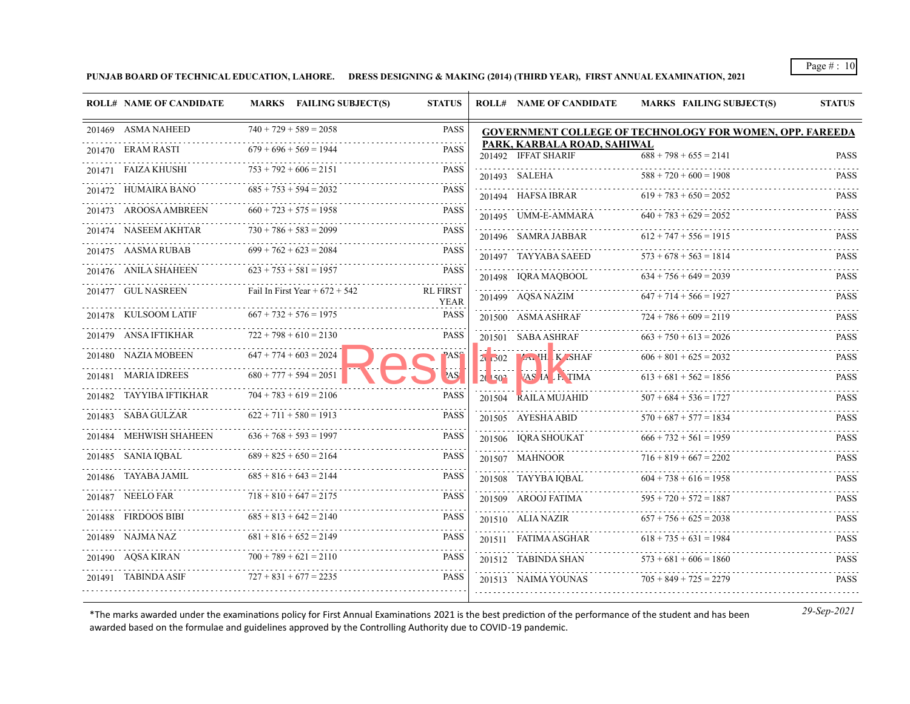PUNJAB BOARD OF TECHNICAL EDUCATION, LAHORE.     DRESS DESIGNING & MAKING (2014) (THIRD YEAR),  FIRST ANNUAL EXAMINATION, 2021

| ROLL# | NAME OF CANDIDATE | MARKS | FAILING SUBJECT(S) | STATUS |
|---|---|---|---|---|
| 201469 | ASMA NAHEED | 740 + 729 + 589 = 2058 | | PASS |
| 201470 | ERAM RASTI | 679 + 696 + 569 = 1944 | | PASS |
| 201471 | FAIZA KHUSHI | 753 + 792 + 606 = 2151 | | PASS |
| 201472 | HUMAIRA BANO | 685 + 753 + 594 = 2032 | | PASS |
| 201473 | AROOSA AMBREEN | 660 + 723 + 575 = 1958 | | PASS |
| 201474 | NASEEM AKHTAR | 730 + 786 + 583 = 2099 | | PASS |
| 201475 | AASMA RUBAB | 699 + 762 + 623 = 2084 | | PASS |
| 201476 | ANILA SHAHEEN | 623 + 753 + 581 = 1957 | | PASS |
| 201477 | GUL NASREEN | Fail In First Year + 672 + 542 | | RL FIRST YEAR |
| 201478 | KULSOOM LATIF | 667 + 732 + 576 = 1975 | | PASS |
| 201479 | ANSA IFTIKHAR | 722 + 798 + 610 = 2130 | | PASS |
| 201480 | NAZIA MOBEEN | 647 + 774 + 603 = 2024 | | PASS |
| 201481 | MARIA IDREES | 680 + 777 + 594 = 2051 | | PASS |
| 201482 | TAYYIBA IFTIKHAR | 704 + 783 + 619 = 2106 | | PASS |
| 201483 | SABA GULZAR | 622 + 711 + 580 = 1913 | | PASS |
| 201484 | MEHWISH SHAHEEN | 636 + 768 + 593 = 1997 | | PASS |
| 201485 | SANIA IQBAL | 689 + 825 + 650 = 2164 | | PASS |
| 201486 | TAYABA JAMIL | 685 + 816 + 643 = 2144 | | PASS |
| 201487 | NEELO FAR | 718 + 810 + 647 = 2175 | | PASS |
| 201488 | FIRDOOS BIBI | 685 + 813 + 642 = 2140 | | PASS |
| 201489 | NAJMA NAZ | 681 + 816 + 652 = 2149 | | PASS |
| 201490 | AQSA KIRAN | 700 + 789 + 621 = 2110 | | PASS |
| 201491 | TABINDA ASIF | 727 + 831 + 677 = 2235 | | PASS |

**GOVERNMENT COLLEGE OF TECHNOLOGY FOR WOMEN, OPP. FAREEDA PARK, KARBALA ROAD, SAHIWAL**

| ROLL# | NAME OF CANDIDATE | MARKS | FAILING SUBJECT(S) | STATUS |
|---|---|---|---|---|
| 201492 | IFFAT SHARIF | 688 + 798 + 655 = 2141 | | PASS |
| 201493 | SALEHA | 588 + 720 + 600 = 1908 | | PASS |
| 201494 | HAFSA IBRAR | 619 + 783 + 650 = 2052 | | PASS |
| 201495 | UMM-E-AMMARA | 640 + 783 + 629 = 2052 | | PASS |
| 201496 | SAMRA JABBAR | 612 + 747 + 556 = 1915 | | PASS |
| 201497 | TAYYABA SAEED | 573 + 678 + 563 = 1814 | | PASS |
| 201498 | IQRA MAQBOOL | 634 + 756 + 649 = 2039 | | PASS |
| 201499 | AQSA NAZIM | 647 + 714 + 566 = 1927 | | PASS |
| 201500 | ASMA ASHRAF | 724 + 786 + 609 = 2119 | | PASS |
| 201501 | SABA ASHRAF | 663 + 750 + 613 = 2026 | | PASS |
| 201502 | MAHIL KASHAF | 606 + 801 + 625 = 2032 | | PASS |
| 201503 | ASMAL FATIMA | 613 + 681 + 562 = 1856 | | PASS |
| 201504 | RAILA MUJAHID | 507 + 684 + 536 = 1727 | | PASS |
| 201505 | AYESHA ABID | 570 + 687 + 577 = 1834 | | PASS |
| 201506 | IQRA SHOUKAT | 666 + 732 + 561 = 1959 | | PASS |
| 201507 | MAHNOOR | 716 + 819 + 667 = 2202 | | PASS |
| 201508 | TAYYBA IQBAL | 604 + 738 + 616 = 1958 | | PASS |
| 201509 | AROOJ FATIMA | 595 + 720 + 572 = 1887 | | PASS |
| 201510 | ALIA NAZIR | 657 + 756 + 625 = 2038 | | PASS |
| 201511 | FATIMA ASGHAR | 618 + 735 + 631 = 1984 | | PASS |
| 201512 | TABINDA SHAN | 573 + 681 + 606 = 1860 | | PASS |
| 201513 | NAIMA YOUNAS | 705 + 849 + 725 = 2279 | | PASS |

*The marks awarded under the examinations policy for First Annual Examinations 2021 is the best prediction of the performance of the student and has been awarded based on the formulae and guidelines approved by the Controlling Authority due to COVID-19 pandemic.

*29-Sep-2021*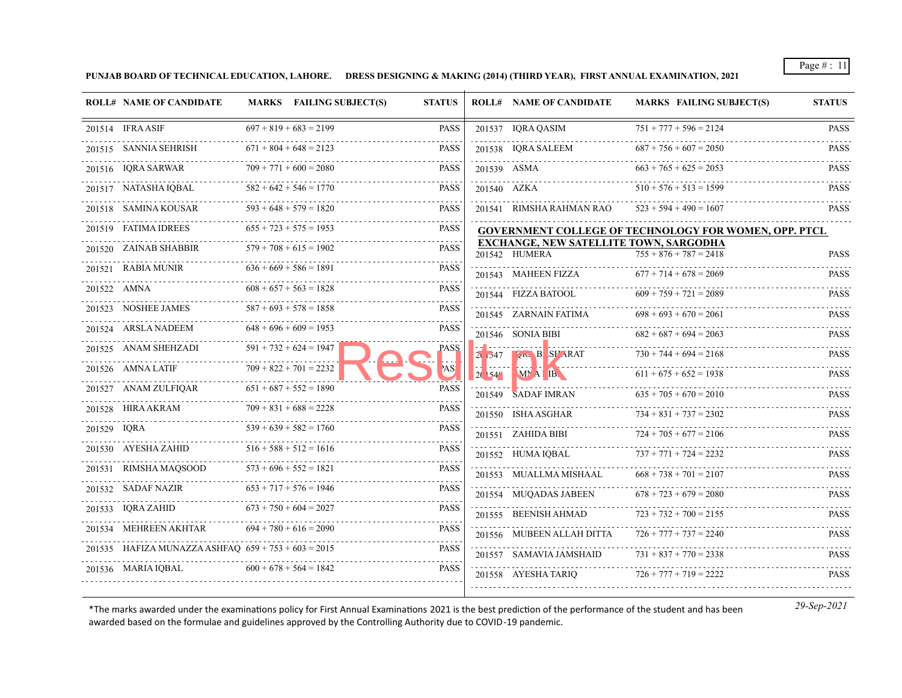**PUNJAB BOARD OF TECHNICAL EDUCATION, LAHORE. DRESS DESIGNING & MAKING (2014) (THIRD YEAR), FIRST ANNUAL EXAMINATION, 2021**

| ROLL# | NAME OF CANDIDATE | MARKS | FAILING SUBJECT(S) | STATUS |
|---|---|---|---|---|
| 201514 | IFRA ASIF | 697 + 819 + 683 = 2199 | | PASS |
| 201515 | SANNIA SEHRISH | 671 + 804 + 648 = 2123 | | PASS |
| 201516 | IQRA SARWAR | 709 + 771 + 600 = 2080 | | PASS |
| 201517 | NATASHA IQBAL | 582 + 642 + 546 = 1770 | | PASS |
| 201518 | SAMINA KOUSAR | 593 + 648 + 579 = 1820 | | PASS |
| 201519 | FATIMA IDREES | 655 + 723 + 575 = 1953 | | PASS |
| 201520 | ZAINAB SHABBIR | 579 + 708 + 615 = 1902 | | PASS |
| 201521 | RABIA MUNIR | 636 + 669 + 586 = 1891 | | PASS |
| 201522 | AMNA | 608 + 657 + 563 = 1828 | | PASS |
| 201523 | NOSHEE JAMES | 587 + 693 + 578 = 1858 | | PASS |
| 201524 | ARSLA NADEEM | 648 + 696 + 609 = 1953 | | PASS |
| 201525 | ANAM SHEHZADI | 591 + 732 + 624 = 1947 | | PASS |
| 201526 | AMNA LATIF | 709 + 822 + 701 = 2232 | | PASS |
| 201527 | ANAM ZULFIQAR | 651 + 687 + 552 = 1890 | | PASS |
| 201528 | HIRA AKRAM | 709 + 831 + 688 = 2228 | | PASS |
| 201529 | IQRA | 539 + 639 + 582 = 1760 | | PASS |
| 201530 | AYESHA ZAHID | 516 + 588 + 512 = 1616 | | PASS |
| 201531 | RIMSHA MAQSOOD | 573 + 696 + 552 = 1821 | | PASS |
| 201532 | SADAF NAZIR | 653 + 717 + 576 = 1946 | | PASS |
| 201533 | IQRA ZAHID | 673 + 750 + 604 = 2027 | | PASS |
| 201534 | MEHREEN AKHTAR | 694 + 780 + 616 = 2090 | | PASS |
| 201535 | HAFIZA MUNAZZA ASHFAQ | 659 + 753 + 603 = 2015 | | PASS |
| 201536 | MARIA IQBAL | 600 + 678 + 564 = 1842 | | PASS |
| 201537 | IQRA QASIM | 751 + 777 + 596 = 2124 | | PASS |
| 201538 | IQRA SALEEM | 687 + 756 + 607 = 2050 | | PASS |
| 201539 | ASMA | 663 + 765 + 625 = 2053 | | PASS |
| 201540 | AZKA | 510 + 576 + 513 = 1599 | | PASS |
| 201541 | RIMSHA RAHMAN RAO | 523 + 594 + 490 = 1607 | | PASS |

**GOVERNMENT COLLEGE OF TECHNOLOGY FOR WOMEN, OPP. PTCL EXCHANGE, NEW SATELLITE TOWN, SARGODHA**

| ROLL# | NAME OF CANDIDATE | MARKS | FAILING SUBJECT(S) | STATUS |
|---|---|---|---|---|
| 201542 | HUMERA | 755 + 876 + 787 = 2418 | | PASS |
| 201543 | MAHEEN FIZZA | 677 + 714 + 678 = 2069 | | PASS |
| 201544 | FIZZA BATOOL | 609 + 759 + 721 = 2089 | | PASS |
| 201545 | ZARNAIN FATIMA | 698 + 693 + 670 = 2061 | | PASS |
| 201546 | SONIA BIBI | 682 + 687 + 694 = 2063 | | PASS |
| 201547 | IQRA BASHARAT | 730 + 744 + 694 = 2168 | | PASS |
| 201548 | AMNA BIBI | 611 + 675 + 652 = 1938 | | PASS |
| 201549 | SADAF IMRAN | 635 + 705 + 670 = 2010 | | PASS |
| 201550 | ISHA ASGHAR | 734 + 831 + 737 = 2302 | | PASS |
| 201551 | ZAHIDA BIBI | 724 + 705 + 677 = 2106 | | PASS |
| 201552 | HUMA IQBAL | 737 + 771 + 724 = 2232 | | PASS |
| 201553 | MUALLMA MISHAAL | 668 + 738 + 701 = 2107 | | PASS |
| 201554 | MUQADAS JABEEN | 678 + 723 + 679 = 2080 | | PASS |
| 201555 | BEENISH AHMAD | 723 + 732 + 700 = 2155 | | PASS |
| 201556 | MUBEEN ALLAH DITTA | 726 + 777 + 737 = 2240 | | PASS |
| 201557 | SAMAVIA JAMSHAID | 731 + 837 + 770 = 2338 | | PASS |
| 201558 | AYESHA TARIQ | 726 + 777 + 719 = 2222 | | PASS |

*The marks awarded under the examinations policy for First Annual Examinations 2021 is the best prediction of the performance of the student and has been awarded based on the formulae and guidelines approved by the Controlling Authority due to COVID-19 pandemic.

*29-Sep-2021*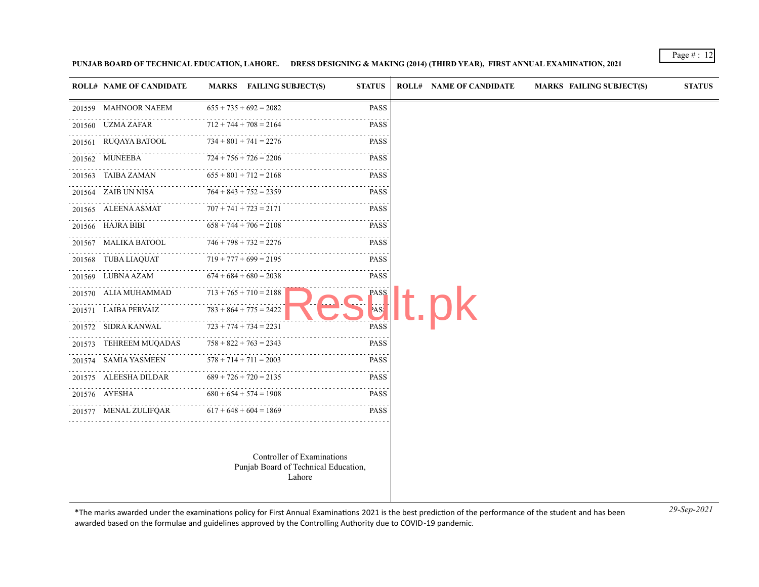**PUNJAB BOARD OF TECHNICAL EDUCATION, LAHORE. DRESS DESIGNING & MAKING (2014) (THIRD YEAR), FIRST ANNUAL EXAMINATION, 2021**

| ROLL# | NAME OF CANDIDATE | MARKS | FAILING SUBJECT(S) | STATUS |
|---|---|---|---|---|
| 201559 | MAHNOOR NAEEM | 655 + 735 + 692 = 2082 | | PASS |
| 201560 | UZMA ZAFAR | 712 + 744 + 708 = 2164 | | PASS |
| 201561 | RUQAYA BATOOL | 734 + 801 + 741 = 2276 | | PASS |
| 201562 | MUNEEBA | 724 + 756 + 726 = 2206 | | PASS |
| 201563 | TAIBA ZAMAN | 655 + 801 + 712 = 2168 | | PASS |
| 201564 | ZAIB UN NISA | 764 + 843 + 752 = 2359 | | PASS |
| 201565 | ALEENA ASMAT | 707 + 741 + 723 = 2171 | | PASS |
| 201566 | HAJRA BIBI | 658 + 744 + 706 = 2108 | | PASS |
| 201567 | MALIKA BATOOL | 746 + 798 + 732 = 2276 | | PASS |
| 201568 | TUBA LIAQUAT | 719 + 777 + 699 = 2195 | | PASS |
| 201569 | LUBNA AZAM | 674 + 684 + 680 = 2038 | | PASS |
| 201570 | ALIA MUHAMMAD | 713 + 765 + 710 = 2188 | | PASS |
| 201571 | LAIBA PERVAIZ | 783 + 864 + 775 = 2422 | | PASS |
| 201572 | SIDRA KANWAL | 723 + 774 + 734 = 2231 | | PASS |
| 201573 | TEHREEM MUQADAS | 758 + 822 + 763 = 2343 | | PASS |
| 201574 | SAMIA YASMEEN | 578 + 714 + 711 = 2003 | | PASS |
| 201575 | ALEESHA DILDAR | 689 + 726 + 720 = 2135 | | PASS |
| 201576 | AYESHA | 680 + 654 + 574 = 1908 | | PASS |
| 201577 | MENAL ZULIFQAR | 617 + 648 + 604 = 1869 | | PASS |

Controller of Examinations
Punjab Board of Technical Education,
Lahore

*The marks awarded under the examinations policy for First Annual Examinations 2021 is the best prediction of the performance of the student and has been awarded based on the formulae and guidelines approved by the Controlling Authority due to COVID-19 pandemic.

*29-Sep-2021*